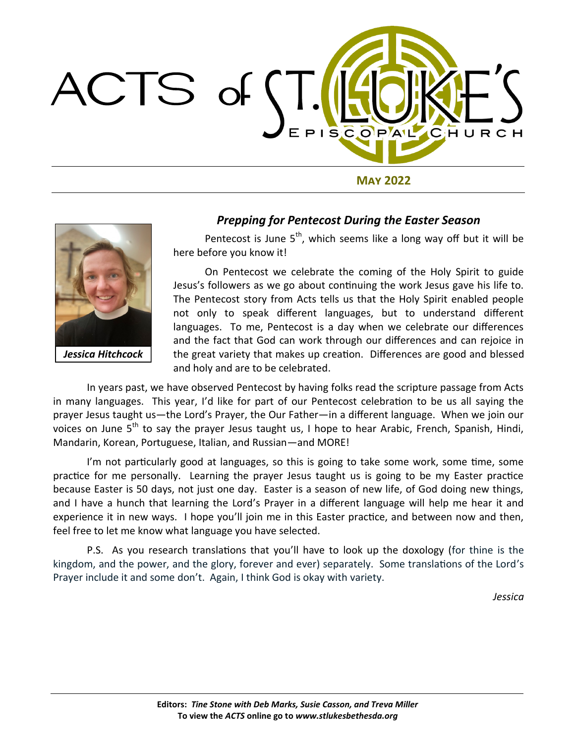# ACTS of ST. LUKE'S EPISCOPAL CHURCH

**May 2022**

## *Prepping for Pentecost During the Easter Season*

*Jessica Hitchcock*

Pentecost is June 5th, which seems like a long way off but it will be here before you know it!

On Pentecost we celebrate the coming of the Holy Spirit to guide Jesus's followers as we go about continuing the work Jesus gave his life to. The Pentecost story from Acts tells us that the Holy Spirit enabled people not only to speak different languages, but to understand different languages. To me, Pentecost is a day when we celebrate our differences and the fact that God can work through our differences and can rejoice in the great variety that makes up creation. Differences are good and blessed and holy and are to be celebrated.

In years past, we have observed Pentecost by having folks read the scripture passage from Acts in many languages. This year, I'd like for part of our Pentecost celebration to be us all saying the prayer Jesus taught us—the Lord's Prayer, the Our Father—in a different language. When we join our voices on June 5th to say the prayer Jesus taught us, I hope to hear Arabic, French, Spanish, Hindi, Mandarin, Korean, Portuguese, Italian, and Russian—and MORE!

I'm not particularly good at languages, so this is going to take some work, some time, some practice for me personally. Learning the prayer Jesus taught us is going to be my Easter practice because Easter is 50 days, not just one day. Easter is a season of new life, of God doing new things, and I have a hunch that learning the Lord's Prayer in a different language will help me hear it and experience it in new ways. I hope you'll join me in this Easter practice, and between now and then, feel free to let me know what language you have selected.

P.S. As you research translations that you'll have to look up the doxology (for thine is the kingdom, and the power, and the glory, forever and ever) separately. Some translations of the Lord's Prayer include it and some don't. Again, I think God is okay with variety.

*Jessica*

**Editors:** ***Tine Stone with Deb Marks, Susie Casson, and Treva Miller***
**To view the *ACTS* online go to *www.stlukesbethesda.org***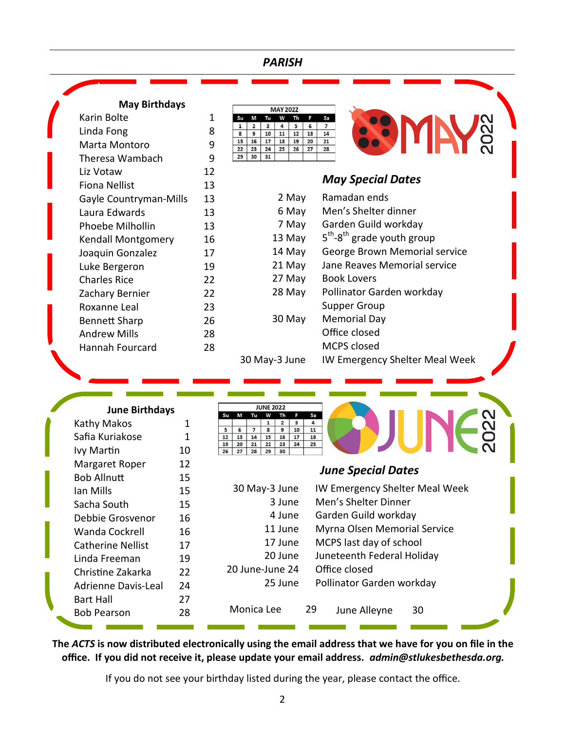## *PARISH*

### May Birthdays

| Name | Day |
|---|---|
| Karin Bolte | 1 |
| Linda Fong | 8 |
| Marta Montoro | 9 |
| Theresa Wambach | 9 |
| Liz Votaw | 12 |
| Fiona Nellist | 13 |
| Gayle Countryman-Mills | 13 |
| Laura Edwards | 13 |
| Phoebe Milhollin | 13 |
| Kendall Montgomery | 16 |
| Joaquin Gonzalez | 17 |
| Luke Bergeron | 19 |
| Charles Rice | 22 |
| Zachary Bernier | 22 |
| Roxanne Leal | 23 |
| Bennett Sharp | 26 |
| Andrew Mills | 28 |
| Hannah Fourcard | 28 |

| MAY 2022 | | | | | | |
|---|---|---|---|---|---|---|
| Su | M | Tu | W | Th | F | Sa |
| 1 | 2 | 3 | 4 | 5 | 6 | 7 |
| 8 | 9 | 10 | 11 | 12 | 13 | 14 |
| 15 | 16 | 17 | 18 | 19 | 20 | 21 |
| 22 | 23 | 24 | 25 | 26 | 27 | 28 |
| 29 | 30 | 31 | | | | |

MAY 2022

### *May Special Dates*

| Date | Event |
|---|---|
| 2 May | Ramadan ends |
| 6 May | Men's Shelter dinner |
| 7 May | Garden Guild workday |
| 13 May | 5th-8th grade youth group |
| 14 May | George Brown Memorial service |
| 21 May | Jane Reaves Memorial service |
| 27 May | Book Lovers |
| 28 May | Pollinator Garden workday |
| | Supper Group |
| 30 May | Memorial Day |
| | Office closed |
| | MCPS closed |
| 30 May-3 June | IW Emergency Shelter Meal Week |

### June Birthdays

| Name | Day |
|---|---|
| Kathy Makos | 1 |
| Safia Kuriakose | 1 |
| Ivy Martin | 10 |
| Margaret Roper | 12 |
| Bob Allnutt | 15 |
| Ian Mills | 15 |
| Sacha South | 15 |
| Debbie Grosvenor | 16 |
| Wanda Cockrell | 16 |
| Catherine Nellist | 17 |
| Linda Freeman | 19 |
| Christine Zakarka | 22 |
| Adrienne Davis-Leal | 24 |
| Bart Hall | 27 |
| Bob Pearson | 28 |
| Monica Lee | 29 |
| June Alleyne | 30 |

| JUNE 2022 | | | | | | |
|---|---|---|---|---|---|---|
| Su | M | Tu | W | Th | F | Sa |
| | | | 1 | 2 | 3 | 4 |
| 5 | 6 | 7 | 8 | 9 | 10 | 11 |
| 12 | 13 | 14 | 15 | 16 | 17 | 18 |
| 19 | 20 | 21 | 22 | 23 | 24 | 25 |
| 26 | 27 | 28 | 29 | 30 | | |

JUNE 2022

### *June Special Dates*

| Date | Event |
|---|---|
| 30 May-3 June | IW Emergency Shelter Meal Week |
| 3 June | Men's Shelter Dinner |
| 4 June | Garden Guild workday |
| 11 June | Myrna Olsen Memorial Service |
| 17 June | MCPS last day of school |
| 20 June | Juneteenth Federal Holiday |
| 20 June-June 24 | Office closed |
| 25 June | Pollinator Garden workday |

**The *ACTS* is now distributed electronically using the email address that we have for you on file in the office. If you did not receive it, please update your email address. *admin@stlukesbethesda.org.***

If you do not see your birthday listed during the year, please contact the office.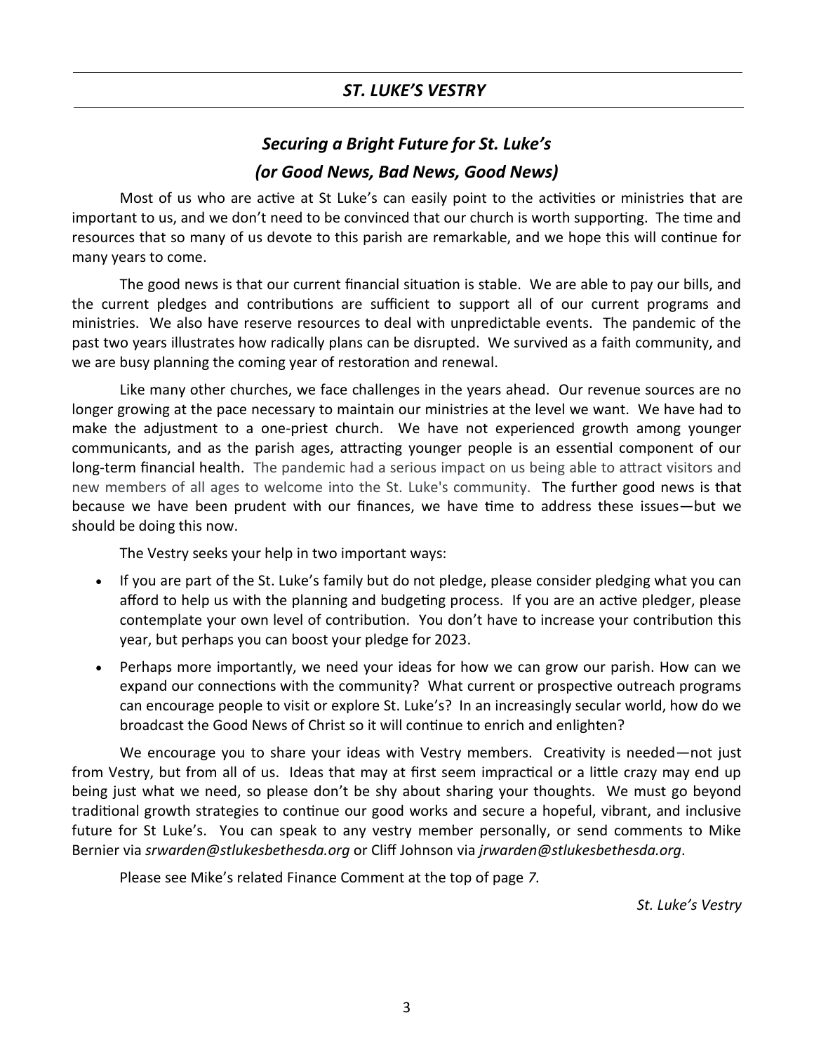## *ST. LUKE'S VESTRY*

### *Securing a Bright Future for St. Luke's*
### *(or Good News, Bad News, Good News)*

Most of us who are active at St Luke's can easily point to the activities or ministries that are important to us, and we don't need to be convinced that our church is worth supporting. The time and resources that so many of us devote to this parish are remarkable, and we hope this will continue for many years to come.

The good news is that our current financial situation is stable. We are able to pay our bills, and the current pledges and contributions are sufficient to support all of our current programs and ministries. We also have reserve resources to deal with unpredictable events. The pandemic of the past two years illustrates how radically plans can be disrupted. We survived as a faith community, and we are busy planning the coming year of restoration and renewal.

Like many other churches, we face challenges in the years ahead. Our revenue sources are no longer growing at the pace necessary to maintain our ministries at the level we want. We have had to make the adjustment to a one-priest church. We have not experienced growth among younger communicants, and as the parish ages, attracting younger people is an essential component of our long-term financial health. The pandemic had a serious impact on us being able to attract visitors and new members of all ages to welcome into the St. Luke's community. The further good news is that because we have been prudent with our finances, we have time to address these issues—but we should be doing this now.

The Vestry seeks your help in two important ways:

- If you are part of the St. Luke's family but do not pledge, please consider pledging what you can afford to help us with the planning and budgeting process. If you are an active pledger, please contemplate your own level of contribution. You don't have to increase your contribution this year, but perhaps you can boost your pledge for 2023.
- Perhaps more importantly, we need your ideas for how we can grow our parish. How can we expand our connections with the community? What current or prospective outreach programs can encourage people to visit or explore St. Luke's? In an increasingly secular world, how do we broadcast the Good News of Christ so it will continue to enrich and enlighten?

We encourage you to share your ideas with Vestry members. Creativity is needed—not just from Vestry, but from all of us. Ideas that may at first seem impractical or a little crazy may end up being just what we need, so please don't be shy about sharing your thoughts. We must go beyond traditional growth strategies to continue our good works and secure a hopeful, vibrant, and inclusive future for St Luke's. You can speak to any vestry member personally, or send comments to Mike Bernier via *srwarden@stlukesbethesda.org* or Cliff Johnson via *jrwarden@stlukesbethesda.org*.

Please see Mike's related Finance Comment at the top of page *7.*

*St. Luke's Vestry*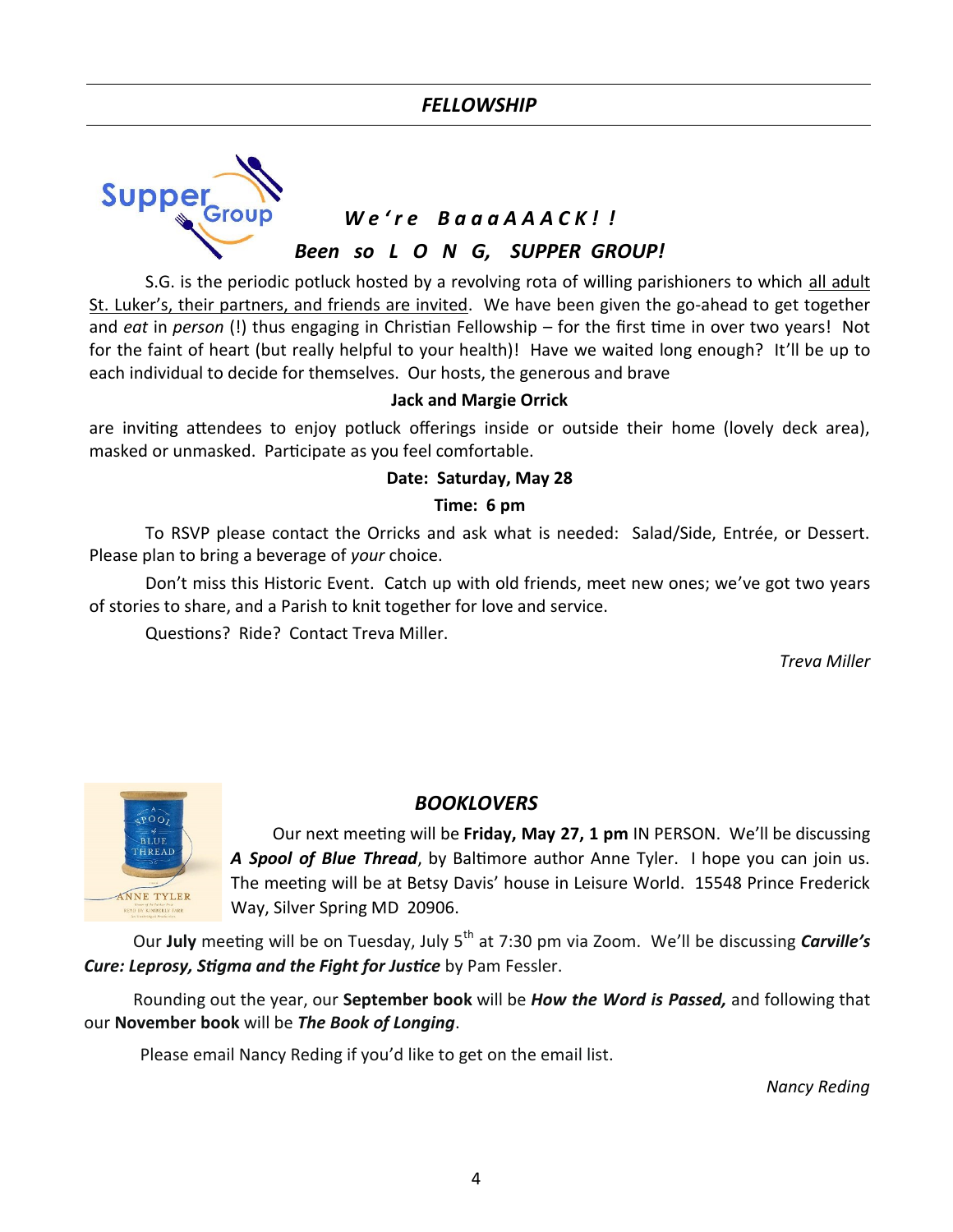## *FELLOWSHIP*

### *We're BaaaAAACK!!*

### *Been so L O N G, SUPPER GROUP!*

S.G. is the periodic potluck hosted by a revolving rota of willing parishioners to which all adult St. Luker's, their partners, and friends are invited. We have been given the go-ahead to get together and *eat* in *person* (!) thus engaging in Christian Fellowship – for the first time in over two years! Not for the faint of heart (but really helpful to your health)! Have we waited long enough? It'll be up to each individual to decide for themselves. Our hosts, the generous and brave

**Jack and Margie Orrick**

are inviting attendees to enjoy potluck offerings inside or outside their home (lovely deck area), masked or unmasked. Participate as you feel comfortable.

**Date: Saturday, May 28**

**Time: 6 pm**

To RSVP please contact the Orricks and ask what is needed: Salad/Side, Entrée, or Dessert. Please plan to bring a beverage of *your* choice.

Don't miss this Historic Event. Catch up with old friends, meet new ones; we've got two years of stories to share, and a Parish to knit together for love and service.

Questions? Ride? Contact Treva Miller.

*Treva Miller*

## *BOOKLOVERS*

Our next meeting will be **Friday, May 27, 1 pm** IN PERSON. We'll be discussing ***A Spool of Blue Thread***, by Baltimore author Anne Tyler. I hope you can join us. The meeting will be at Betsy Davis' house in Leisure World. 15548 Prince Frederick Way, Silver Spring MD 20906.

Our **July** meeting will be on Tuesday, July 5th at 7:30 pm via Zoom. We'll be discussing ***Carville's Cure: Leprosy, Stigma and the Fight for Justice*** by Pam Fessler.

Rounding out the year, our **September book** will be ***How the Word is Passed,*** and following that our **November book** will be ***The Book of Longing***.

Please email Nancy Reding if you'd like to get on the email list.

*Nancy Reding*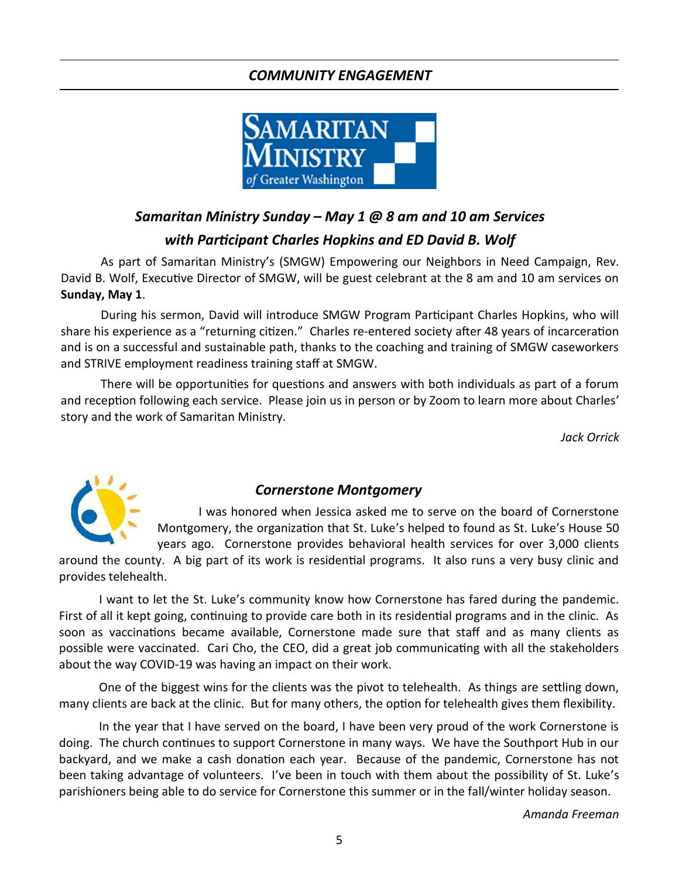## *COMMUNITY ENGAGEMENT*

### *Samaritan Ministry Sunday – May 1 @ 8 am and 10 am Services with Participant Charles Hopkins and ED David B. Wolf*

As part of Samaritan Ministry's (SMGW) Empowering our Neighbors in Need Campaign, Rev. David B. Wolf, Executive Director of SMGW, will be guest celebrant at the 8 am and 10 am services on **Sunday, May 1**.

During his sermon, David will introduce SMGW Program Participant Charles Hopkins, who will share his experience as a "returning citizen." Charles re-entered society after 48 years of incarceration and is on a successful and sustainable path, thanks to the coaching and training of SMGW caseworkers and STRIVE employment readiness training staff at SMGW.

There will be opportunities for questions and answers with both individuals as part of a forum and reception following each service. Please join us in person or by Zoom to learn more about Charles' story and the work of Samaritan Ministry.

*Jack Orrick*

### *Cornerstone Montgomery*

I was honored when Jessica asked me to serve on the board of Cornerstone Montgomery, the organization that St. Luke's helped to found as St. Luke's House 50 years ago. Cornerstone provides behavioral health services for over 3,000 clients around the county. A big part of its work is residential programs. It also runs a very busy clinic and provides telehealth.

I want to let the St. Luke's community know how Cornerstone has fared during the pandemic. First of all it kept going, continuing to provide care both in its residential programs and in the clinic. As soon as vaccinations became available, Cornerstone made sure that staff and as many clients as possible were vaccinated. Cari Cho, the CEO, did a great job communicating with all the stakeholders about the way COVID-19 was having an impact on their work.

One of the biggest wins for the clients was the pivot to telehealth. As things are settling down, many clients are back at the clinic. But for many others, the option for telehealth gives them flexibility.

In the year that I have served on the board, I have been very proud of the work Cornerstone is doing. The church continues to support Cornerstone in many ways. We have the Southport Hub in our backyard, and we make a cash donation each year. Because of the pandemic, Cornerstone has not been taking advantage of volunteers. I've been in touch with them about the possibility of St. Luke's parishioners being able to do service for Cornerstone this summer or in the fall/winter holiday season.

*Amanda Freeman*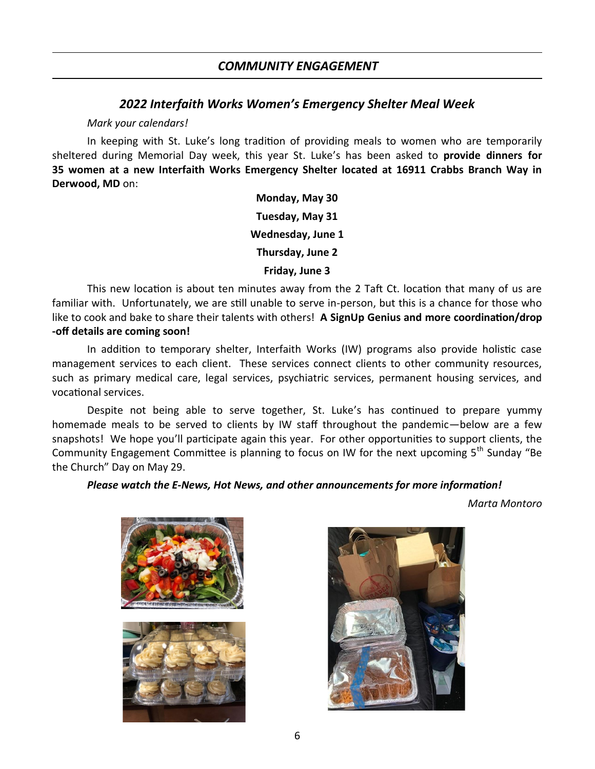## *COMMUNITY ENGAGEMENT*

### *2022 Interfaith Works Women's Emergency Shelter Meal Week*

*Mark your calendars!*

In keeping with St. Luke's long tradition of providing meals to women who are temporarily sheltered during Memorial Day week, this year St. Luke's has been asked to **provide dinners for 35 women at a new Interfaith Works Emergency Shelter located at 16911 Crabbs Branch Way in Derwood, MD** on:

**Monday, May 30**

**Tuesday, May 31**

**Wednesday, June 1**

**Thursday, June 2**

**Friday, June 3**

This new location is about ten minutes away from the 2 Taft Ct. location that many of us are familiar with. Unfortunately, we are still unable to serve in-person, but this is a chance for those who like to cook and bake to share their talents with others! **A SignUp Genius and more coordination/drop-off details are coming soon!**

In addition to temporary shelter, Interfaith Works (IW) programs also provide holistic case management services to each client. These services connect clients to other community resources, such as primary medical care, legal services, psychiatric services, permanent housing services, and vocational services.

Despite not being able to serve together, St. Luke's has continued to prepare yummy homemade meals to be served to clients by IW staff throughout the pandemic—below are a few snapshots! We hope you'll participate again this year. For other opportunities to support clients, the Community Engagement Committee is planning to focus on IW for the next upcoming 5th Sunday "Be the Church" Day on May 29.

***Please watch the E-News, Hot News, and other announcements for more information!***

*Marta Montoro*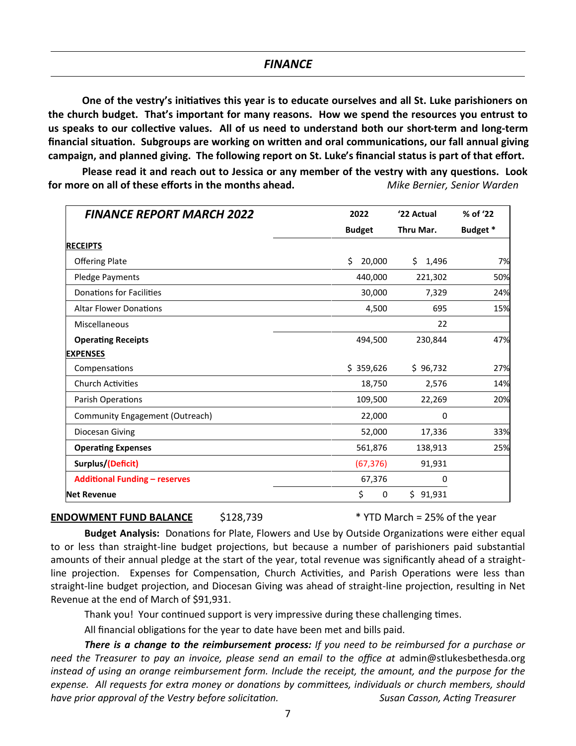## *FINANCE*

**One of the vestry's initiatives this year is to educate ourselves and all St. Luke parishioners on the church budget. That's important for many reasons. How we spend the resources you entrust to us speaks to our collective values. All of us need to understand both our short-term and long-term financial situation. Subgroups are working on written and oral communications, our fall annual giving campaign, and planned giving. The following report on St. Luke's financial status is part of that effort.**

**Please read it and reach out to Jessica or any member of the vestry with any questions. Look for more on all of these efforts in the months ahead.** *Mike Bernier, Senior Warden*

| *FINANCE REPORT MARCH 2022* | 2022 Budget | '22 Actual Thru Mar. | % of '22 Budget * |
|---|---|---|---|
| **RECEIPTS** | | | |
| Offering Plate | $ 20,000 | $ 1,496 | 7% |
| Pledge Payments | 440,000 | 221,302 | 50% |
| Donations for Facilities | 30,000 | 7,329 | 24% |
| Altar Flower Donations | 4,500 | 695 | 15% |
| Miscellaneous | | 22 | |
| **Operating Receipts** | 494,500 | 230,844 | 47% |
| **EXPENSES** | | | |
| Compensations | $ 359,626 | $ 96,732 | 27% |
| Church Activities | 18,750 | 2,576 | 14% |
| Parish Operations | 109,500 | 22,269 | 20% |
| Community Engagement (Outreach) | 22,000 | 0 | |
| Diocesan Giving | 52,000 | 17,336 | 33% |
| **Operating Expenses** | 561,876 | 138,913 | 25% |
| **Surplus/(Deficit)** | (67,376) | 91,931 | |
| **Additional Funding – reserves** | 67,376 | 0 | |
| **Net Revenue** | $ 0 | $ 91,931 | |

**ENDOWMENT FUND BALANCE** $128,739 * YTD March = 25% of the year

**Budget Analysis:** Donations for Plate, Flowers and Use by Outside Organizations were either equal to or less than straight-line budget projections, but because a number of parishioners paid substantial amounts of their annual pledge at the start of the year, total revenue was significantly ahead of a straight-line projection. Expenses for Compensation, Church Activities, and Parish Operations were less than straight-line budget projection, and Diocesan Giving was ahead of straight-line projection, resulting in Net Revenue at the end of March of $91,931.

Thank you! Your continued support is very impressive during these challenging times.

All financial obligations for the year to date have been met and bills paid.

***There is a change to the reimbursement process:*** *If you need to be reimbursed for a purchase or need the Treasurer to pay an invoice, please send an email to the office at* admin@stlukesbethesda.org *instead of using an orange reimbursement form. Include the receipt, the amount, and the purpose for the expense. All requests for extra money or donations by committees, individuals or church members, should have prior approval of the Vestry before solicitation.* *Susan Casson, Acting Treasurer*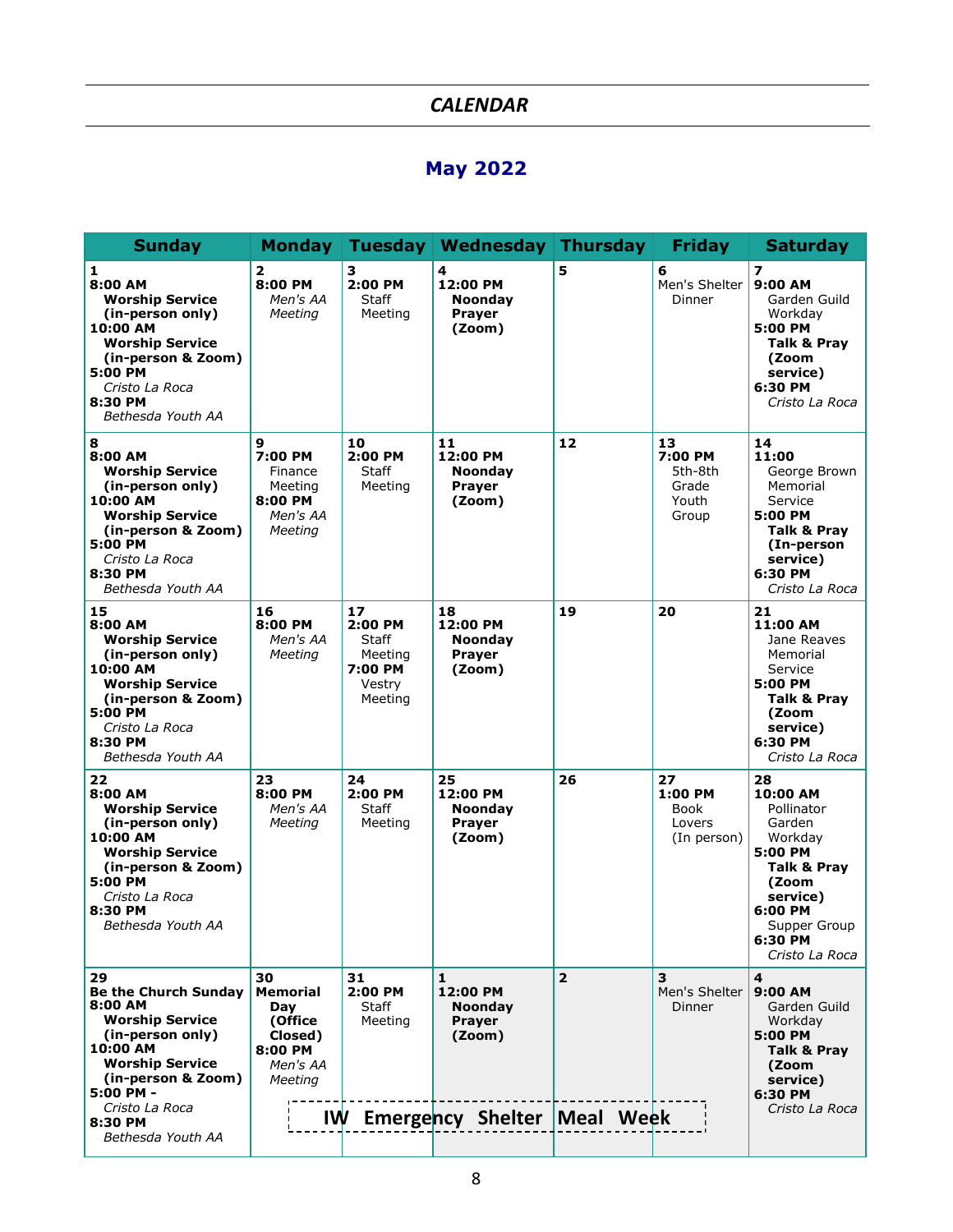## CALENDAR

### May 2022

| Sunday | Monday | Tuesday | Wednesday | Thursday | Friday | Saturday |
|---|---|---|---|---|---|---|
| **1** **8:00 AM** **Worship Service (in-person only)** **10:00 AM** **Worship Service (in-person & Zoom)** **5:00 PM** *Cristo La Roca* **8:30 PM** *Bethesda Youth AA* | **2** **8:00 PM** *Men's AA Meeting* | **3** **2:00 PM** Staff Meeting | **4** **12:00 PM** **Noonday Prayer (Zoom)** | **5** | **6** Men's Shelter Dinner | **7** **9:00 AM** Garden Guild Workday **5:00 PM** **Talk & Pray (Zoom service)** **6:30 PM** *Cristo La Roca* |
| **8** **8:00 AM** **Worship Service (in-person only)** **10:00 AM** **Worship Service (in-person & Zoom)** **5:00 PM** *Cristo La Roca* **8:30 PM** *Bethesda Youth AA* | **9** **7:00 PM** Finance Meeting **8:00 PM** *Men's AA Meeting* | **10** **2:00 PM** Staff Meeting | **11** **12:00 PM** **Noonday Prayer (Zoom)** | **12** | **13** **7:00 PM** 5th-8th Grade Youth Group | **14** **11:00** George Brown Memorial Service **5:00 PM** **Talk & Pray (In-person service)** **6:30 PM** *Cristo La Roca* |
| **15** **8:00 AM** **Worship Service (in-person only)** **10:00 AM** **Worship Service (in-person & Zoom)** **5:00 PM** *Cristo La Roca* **8:30 PM** *Bethesda Youth AA* | **16** **8:00 PM** *Men's AA Meeting* | **17** **2:00 PM** Staff Meeting **7:00 PM** Vestry Meeting | **18** **12:00 PM** **Noonday Prayer (Zoom)** | **19** | **20** | **21** **11:00 AM** Jane Reaves Memorial Service **5:00 PM** **Talk & Pray (Zoom service)** **6:30 PM** *Cristo La Roca* |
| **22** **8:00 AM** **Worship Service (in-person only)** **10:00 AM** **Worship Service (in-person & Zoom)** **5:00 PM** *Cristo La Roca* **8:30 PM** *Bethesda Youth AA* | **23** **8:00 PM** *Men's AA Meeting* | **24** **2:00 PM** Staff Meeting | **25** **12:00 PM** **Noonday Prayer (Zoom)** | **26** | **27** **1:00 PM** Book Lovers (In person) | **28** **10:00 AM** Pollinator Garden Workday **5:00 PM** **Talk & Pray (Zoom service)** **6:00 PM** Supper Group **6:30 PM** *Cristo La Roca* |
| **29** **Be the Church Sunday** **8:00 AM** **Worship Service (in-person only)** **10:00 AM** **Worship Service (in-person & Zoom)** **5:00 PM -** *Cristo La Roca* **8:30 PM** *Bethesda Youth AA* | **30** **Memorial Day (Office Closed)** **8:00 PM** *Men's AA Meeting* | **31** **2:00 PM** Staff Meeting | **1** **12:00 PM** **Noonday Prayer (Zoom)** | **2** | **3** Men's Shelter Dinner | **4** **9:00 AM** Garden Guild Workday **5:00 PM** **Talk & Pray (Zoom service)** **6:30 PM** *Cristo La Roca* |

**IW Emergency Shelter Meal Week** (May 30 – June 3)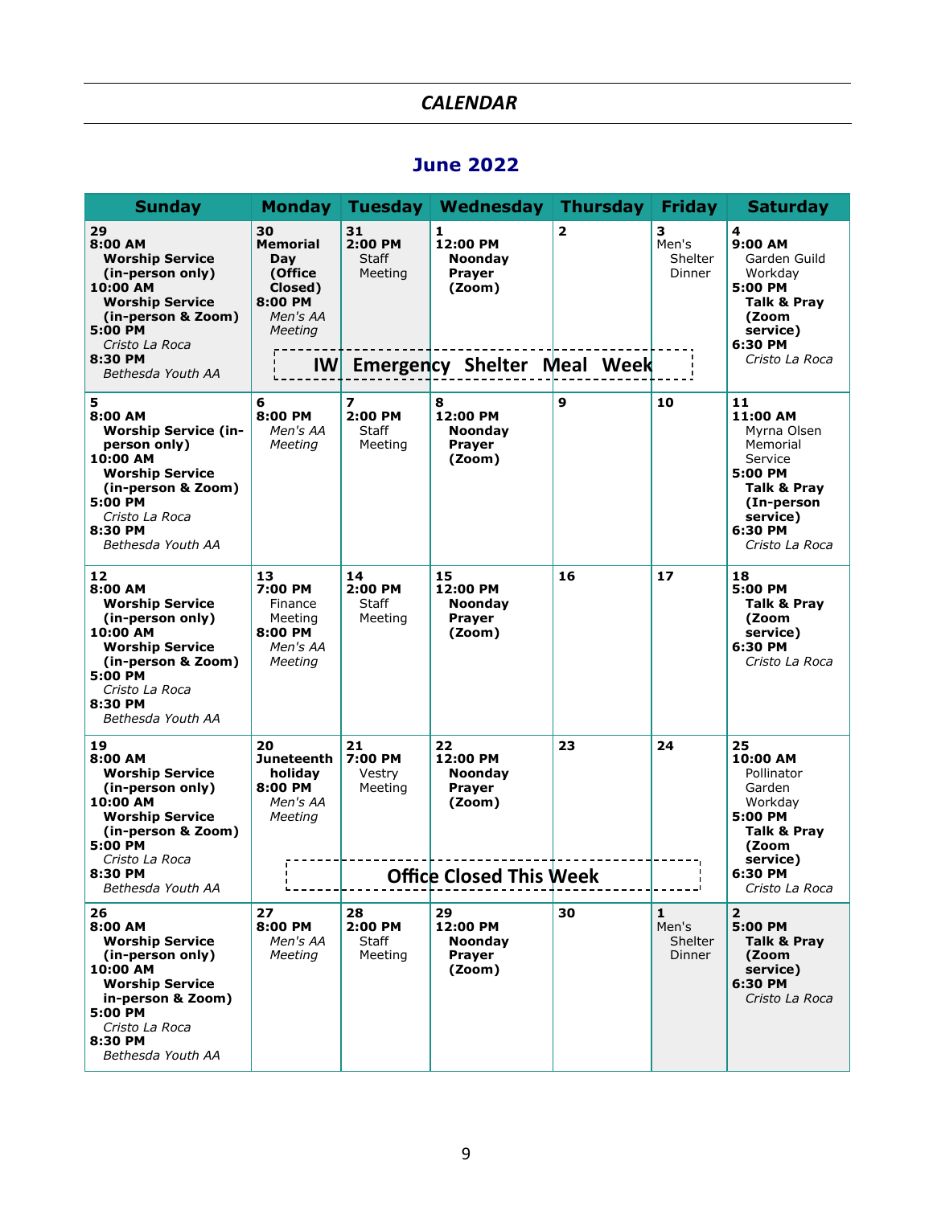## CALENDAR

### June 2022

| Sunday | Monday | Tuesday | Wednesday | Thursday | Friday | Saturday |
|---|---|---|---|---|---|---|
| **29**<br>**8:00 AM**<br>**Worship Service (in-person only)**<br>**10:00 AM**<br>**Worship Service (in-person & Zoom)**<br>**5:00 PM**<br>*Cristo La Roca*<br>**8:30 PM**<br>*Bethesda Youth AA* | **30**<br>**Memorial Day (Office Closed)**<br>**8:00 PM**<br>*Men's AA Meeting* | **31**<br>**2:00 PM**<br>Staff Meeting | **1**<br>**12:00 PM**<br>**Noonday Prayer (Zoom)** | **2** | **3**<br>Men's Shelter Dinner | **4**<br>**9:00 AM**<br>Garden Guild Workday<br>**5:00 PM**<br>**Talk & Pray (Zoom service)**<br>**6:30 PM**<br>*Cristo La Roca* |
| | IW Emergency Shelter Meal Week | | | | | |
| **5**<br>**8:00 AM**<br>**Worship Service (in-person only)**<br>**10:00 AM**<br>**Worship Service (in-person & Zoom)**<br>**5:00 PM**<br>*Cristo La Roca*<br>**8:30 PM**<br>*Bethesda Youth AA* | **6**<br>**8:00 PM**<br>*Men's AA Meeting* | **7**<br>**2:00 PM**<br>Staff Meeting | **8**<br>**12:00 PM**<br>**Noonday Prayer (Zoom)** | **9** | **10** | **11**<br>**11:00 AM**<br>Myrna Olsen Memorial Service<br>**5:00 PM**<br>**Talk & Pray (In-person service)**<br>**6:30 PM**<br>*Cristo La Roca* |
| **12**<br>**8:00 AM**<br>**Worship Service (in-person only)**<br>**10:00 AM**<br>**Worship Service (in-person & Zoom)**<br>**5:00 PM**<br>*Cristo La Roca*<br>**8:30 PM**<br>*Bethesda Youth AA* | **13**<br>**7:00 PM**<br>Finance Meeting<br>**8:00 PM**<br>*Men's AA Meeting* | **14**<br>**2:00 PM**<br>Staff Meeting | **15**<br>**12:00 PM**<br>**Noonday Prayer (Zoom)** | **16** | **17** | **18**<br>**5:00 PM**<br>**Talk & Pray (Zoom service)**<br>**6:30 PM**<br>*Cristo La Roca* |
| **19**<br>**8:00 AM**<br>**Worship Service (in-person only)**<br>**10:00 AM**<br>**Worship Service (in-person & Zoom)**<br>**5:00 PM**<br>*Cristo La Roca*<br>**8:30 PM**<br>*Bethesda Youth AA* | **20**<br>**Juneteenth holiday**<br>**8:00 PM**<br>*Men's AA Meeting* | **21**<br>**7:00 PM**<br>Vestry Meeting | **22**<br>**12:00 PM**<br>**Noonday Prayer (Zoom)** | **23** | **24** | **25**<br>**10:00 AM**<br>Pollinator Garden Workday<br>**5:00 PM**<br>**Talk & Pray (Zoom service)**<br>**6:30 PM**<br>*Cristo La Roca* |
| | Office Closed This Week | | | | | |
| **26**<br>**8:00 AM**<br>**Worship Service (in-person only)**<br>**10:00 AM**<br>**Worship Service in-person & Zoom)**<br>**5:00 PM**<br>*Cristo La Roca*<br>**8:30 PM**<br>*Bethesda Youth AA* | **27**<br>**8:00 PM**<br>*Men's AA Meeting* | **28**<br>**2:00 PM**<br>Staff Meeting | **29**<br>**12:00 PM**<br>**Noonday Prayer (Zoom)** | **30** | **1**<br>Men's Shelter Dinner | **2**<br>**5:00 PM**<br>**Talk & Pray (Zoom service)**<br>**6:30 PM**<br>*Cristo La Roca* |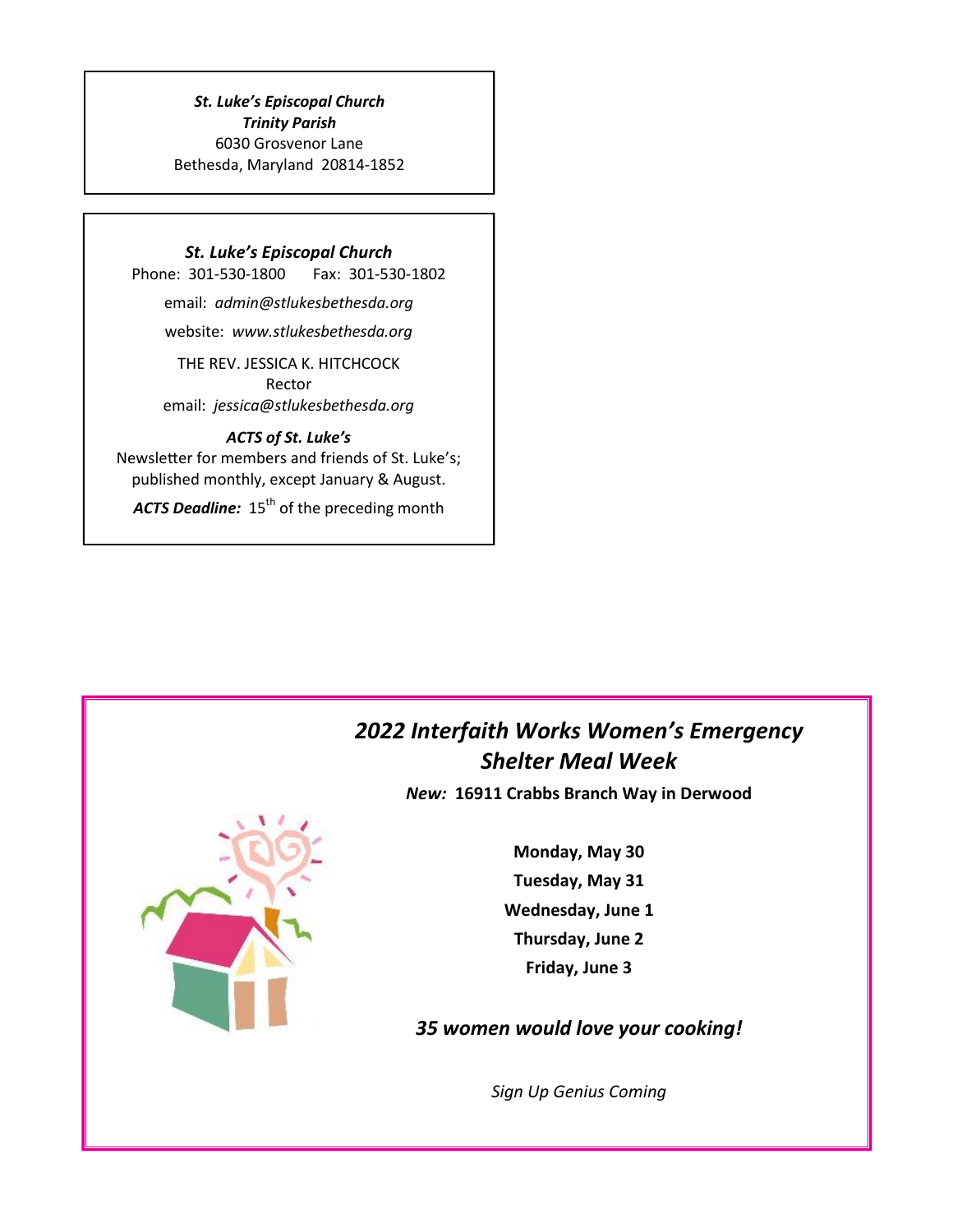***St. Luke's Episcopal Church***
***Trinity Parish***
6030 Grosvenor Lane
Bethesda, Maryland 20814-1852

***St. Luke's Episcopal Church***
Phone: 301-530-1800 Fax: 301-530-1802

email: *admin@stlukesbethesda.org*

website: *www.stlukesbethesda.org*

THE REV. JESSICA K. HITCHCOCK
Rector
email: *jessica@stlukesbethesda.org*

***ACTS of St. Luke's***
Newsletter for members and friends of St. Luke's; published monthly, except January & August.

***ACTS Deadline:*** 15th of the preceding month

## *2022 Interfaith Works Women's Emergency Shelter Meal Week*

***New:*** **16911 Crabbs Branch Way in Derwood**

**Monday, May 30**
**Tuesday, May 31**
**Wednesday, June 1**
**Thursday, June 2**
**Friday, June 3**

***35 women would love your cooking!***

*Sign Up Genius Coming*